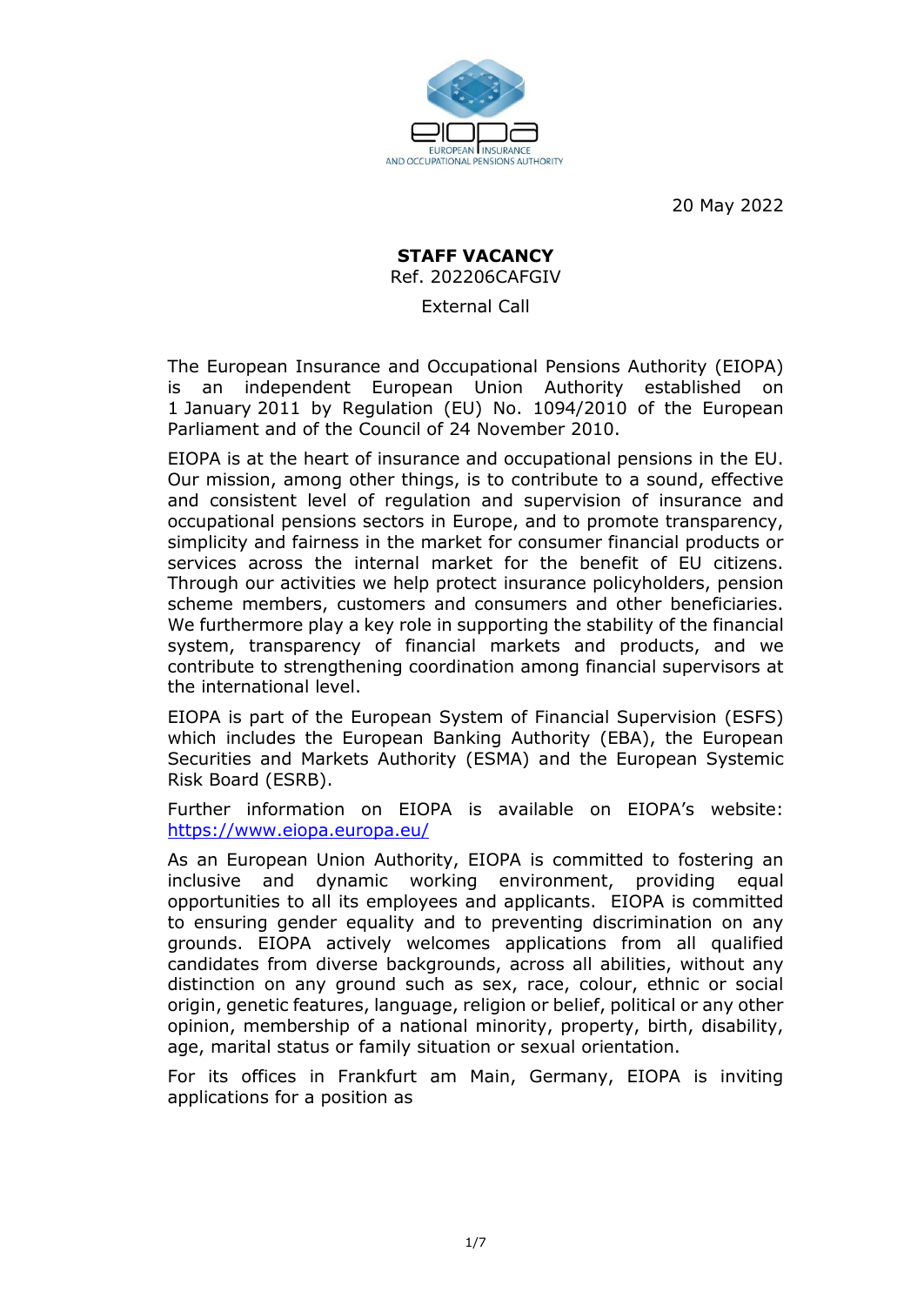20 May 2022

**STAFF VACANCY**

Ref. 202206CAFGIV

External Call

The European Insurance and Occupational Pensions Authority (EIOPA) is an independent European Union Authority established on 1 January 2011 by Regulation (EU) No. 1094/2010 of the European Parliament and of the Council of 24 November 2010.

EIOPA is at the heart of insurance and occupational pensions in the EU. Our mission, among other things, is to contribute to a sound, effective and consistent level of regulation and supervision of insurance and occupational pensions sectors in Europe, and to promote transparency, simplicity and fairness in the market for consumer financial products or services across the internal market for the benefit of EU citizens. Through our activities we help protect insurance policyholders, pension scheme members, customers and consumers and other beneficiaries. We furthermore play a key role in supporting the stability of the financial system, transparency of financial markets and products, and we contribute to strengthening coordination among financial supervisors at the international level.

EIOPA is part of the European System of Financial Supervision (ESFS) which includes the European Banking Authority (EBA), the European Securities and Markets Authority (ESMA) and the European Systemic Risk Board (ESRB).

Further information on EIOPA is available on EIOPA's website: https://www.eiopa.europa.eu/

As an European Union Authority, EIOPA is committed to fostering an inclusive and dynamic working environment, providing equal opportunities to all its employees and applicants. EIOPA is committed to ensuring gender equality and to preventing discrimination on any grounds. EIOPA actively welcomes applications from all qualified candidates from diverse backgrounds, across all abilities, without any distinction on any ground such as sex, race, colour, ethnic or social origin, genetic features, language, religion or belief, political or any other opinion, membership of a national minority, property, birth, disability, age, marital status or family situation or sexual orientation.

For its offices in Frankfurt am Main, Germany, EIOPA is inviting applications for a position as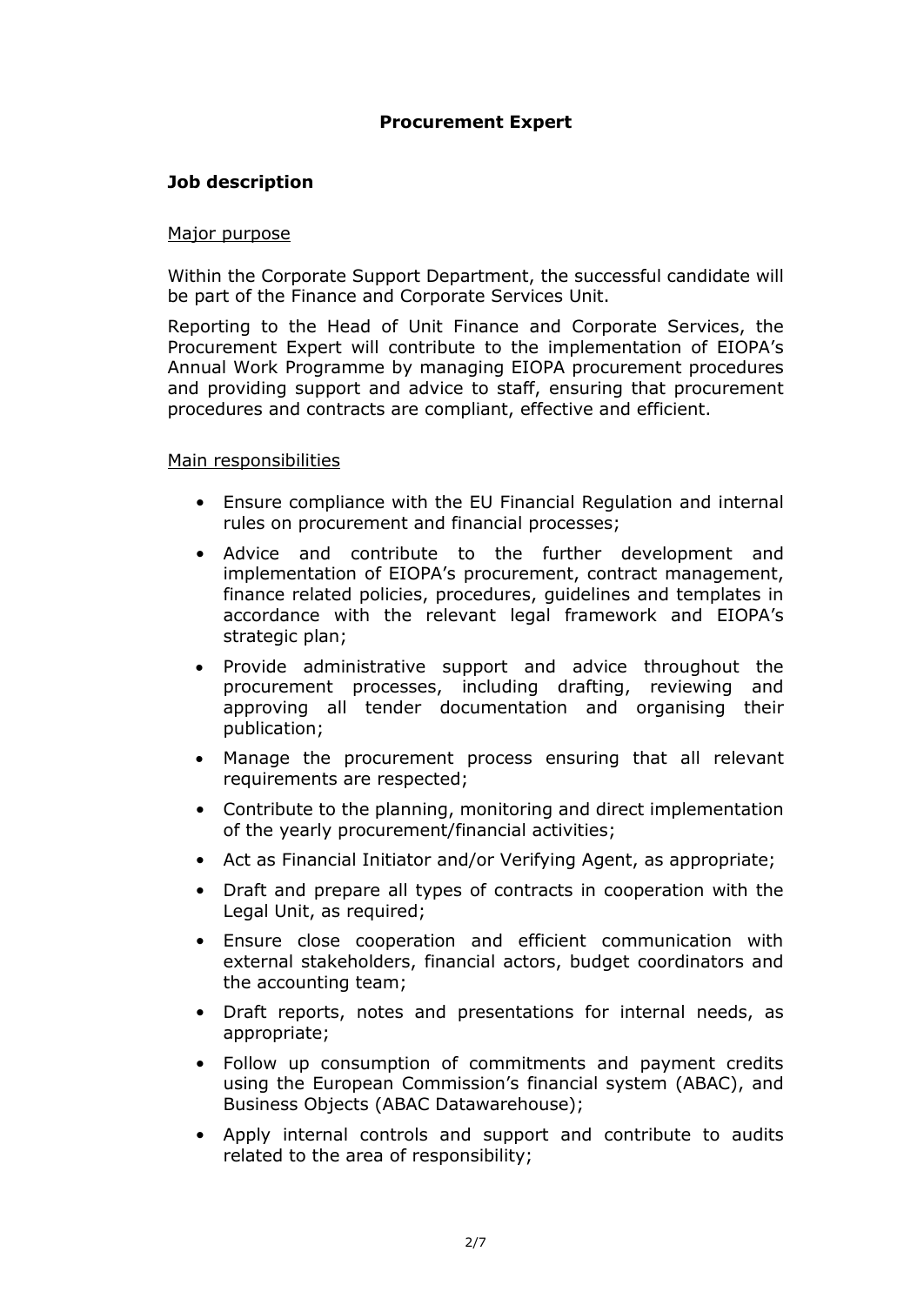# Procurement Expert

## Job description

### Major purpose

Within the Corporate Support Department, the successful candidate will be part of the Finance and Corporate Services Unit.

Reporting to the Head of Unit Finance and Corporate Services, the Procurement Expert will contribute to the implementation of EIOPA's Annual Work Programme by managing EIOPA procurement procedures and providing support and advice to staff, ensuring that procurement procedures and contracts are compliant, effective and efficient.

### Main responsibilities

- Ensure compliance with the EU Financial Regulation and internal rules on procurement and financial processes;
- Advice and contribute to the further development and implementation of EIOPA's procurement, contract management, finance related policies, procedures, guidelines and templates in accordance with the relevant legal framework and EIOPA's strategic plan;
- Provide administrative support and advice throughout the procurement processes, including drafting, reviewing and approving all tender documentation and organising their publication;
- Manage the procurement process ensuring that all relevant requirements are respected;
- Contribute to the planning, monitoring and direct implementation of the yearly procurement/financial activities;
- Act as Financial Initiator and/or Verifying Agent, as appropriate;
- Draft and prepare all types of contracts in cooperation with the Legal Unit, as required;
- Ensure close cooperation and efficient communication with external stakeholders, financial actors, budget coordinators and the accounting team;
- Draft reports, notes and presentations for internal needs, as appropriate;
- Follow up consumption of commitments and payment credits using the European Commission's financial system (ABAC), and Business Objects (ABAC Datawarehouse);
- Apply internal controls and support and contribute to audits related to the area of responsibility;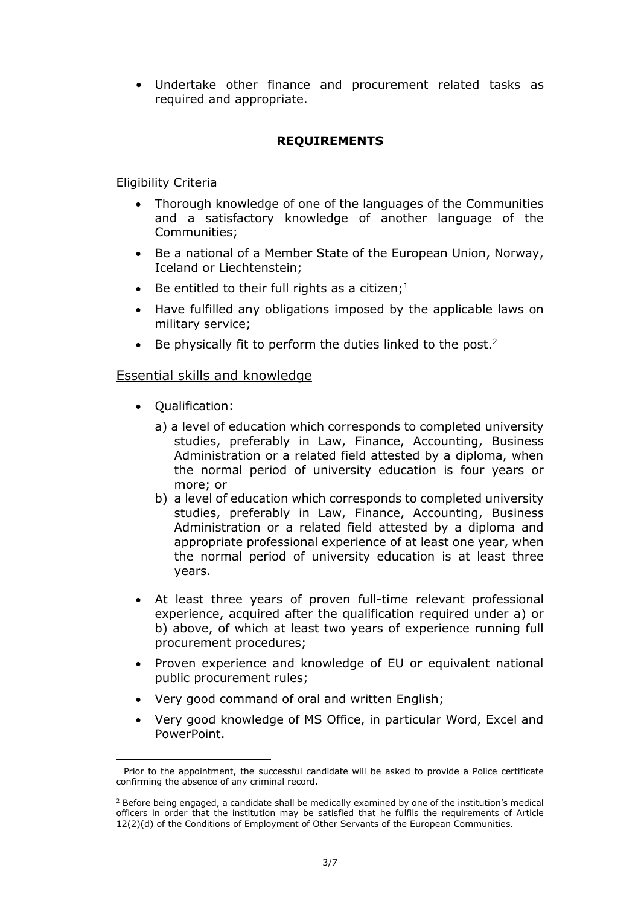- Undertake other finance and procurement related tasks as required and appropriate.

## REQUIREMENTS

Eligibility Criteria

- Thorough knowledge of one of the languages of the Communities and a satisfactory knowledge of another language of the Communities;
- Be a national of a Member State of the European Union, Norway, Iceland or Liechtenstein;
- Be entitled to their full rights as a citizen;[1]
- Have fulfilled any obligations imposed by the applicable laws on military service;
- Be physically fit to perform the duties linked to the post.[2]

Essential skills and knowledge

- Qualification:
  - a) a level of education which corresponds to completed university studies, preferably in Law, Finance, Accounting, Business Administration or a related field attested by a diploma, when the normal period of university education is four years or more; or
  - b) a level of education which corresponds to completed university studies, preferably in Law, Finance, Accounting, Business Administration or a related field attested by a diploma and appropriate professional experience of at least one year, when the normal period of university education is at least three years.
- At least three years of proven full-time relevant professional experience, acquired after the qualification required under a) or b) above, of which at least two years of experience running full procurement procedures;
- Proven experience and knowledge of EU or equivalent national public procurement rules;
- Very good command of oral and written English;
- Very good knowledge of MS Office, in particular Word, Excel and PowerPoint.

[1] Prior to the appointment, the successful candidate will be asked to provide a Police certificate confirming the absence of any criminal record.

[2] Before being engaged, a candidate shall be medically examined by one of the institution's medical officers in order that the institution may be satisfied that he fulfils the requirements of Article 12(2)(d) of the Conditions of Employment of Other Servants of the European Communities.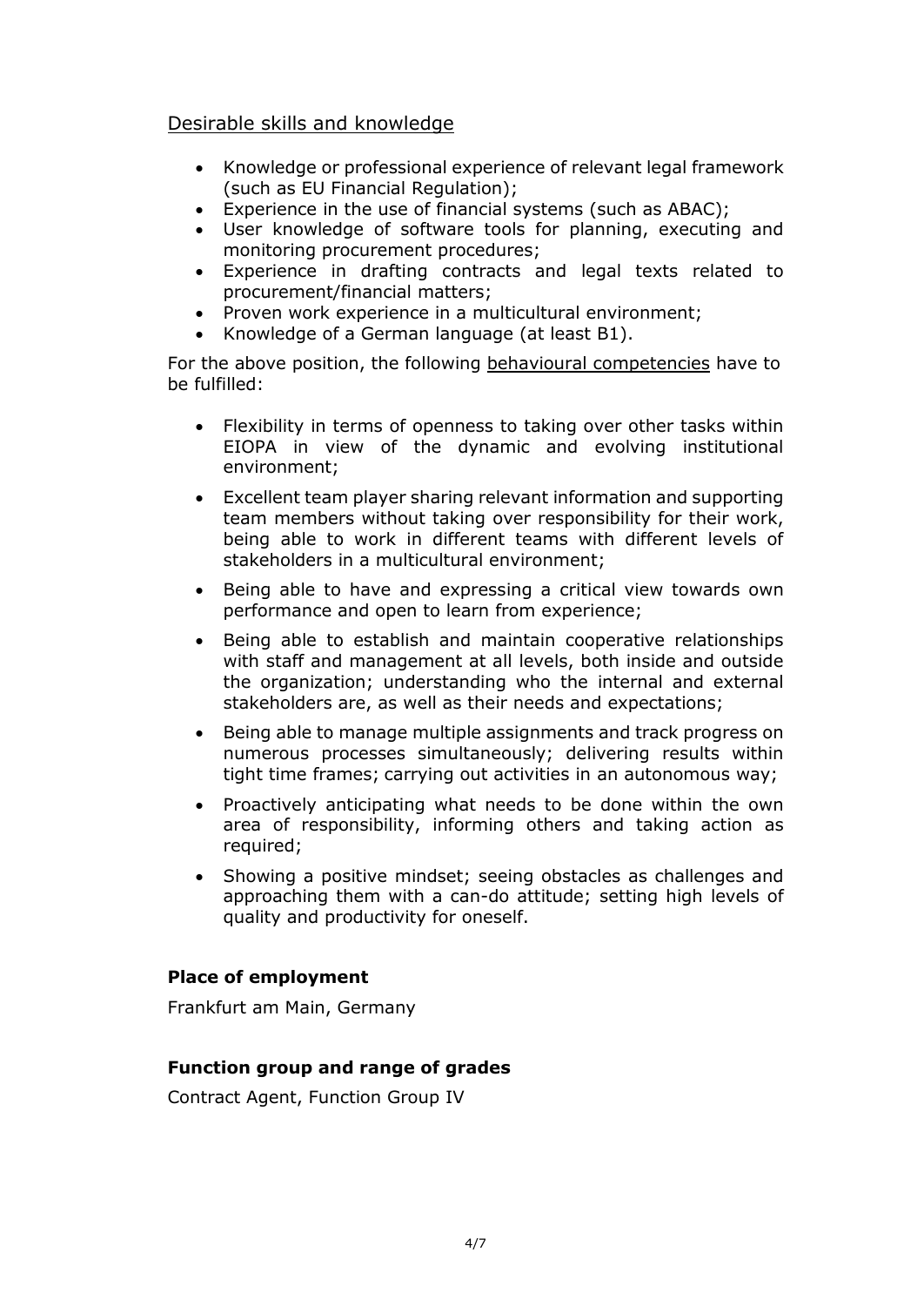Desirable skills and knowledge

- Knowledge or professional experience of relevant legal framework (such as EU Financial Regulation);
- Experience in the use of financial systems (such as ABAC);
- User knowledge of software tools for planning, executing and monitoring procurement procedures;
- Experience in drafting contracts and legal texts related to procurement/financial matters;
- Proven work experience in a multicultural environment;
- Knowledge of a German language (at least B1).

For the above position, the following behavioural competencies have to be fulfilled:

- Flexibility in terms of openness to taking over other tasks within EIOPA in view of the dynamic and evolving institutional environment;
- Excellent team player sharing relevant information and supporting team members without taking over responsibility for their work, being able to work in different teams with different levels of stakeholders in a multicultural environment;
- Being able to have and expressing a critical view towards own performance and open to learn from experience;
- Being able to establish and maintain cooperative relationships with staff and management at all levels, both inside and outside the organization; understanding who the internal and external stakeholders are, as well as their needs and expectations;
- Being able to manage multiple assignments and track progress on numerous processes simultaneously; delivering results within tight time frames; carrying out activities in an autonomous way;
- Proactively anticipating what needs to be done within the own area of responsibility, informing others and taking action as required;
- Showing a positive mindset; seeing obstacles as challenges and approaching them with a can-do attitude; setting high levels of quality and productivity for oneself.

**Place of employment**

Frankfurt am Main, Germany

**Function group and range of grades**

Contract Agent, Function Group IV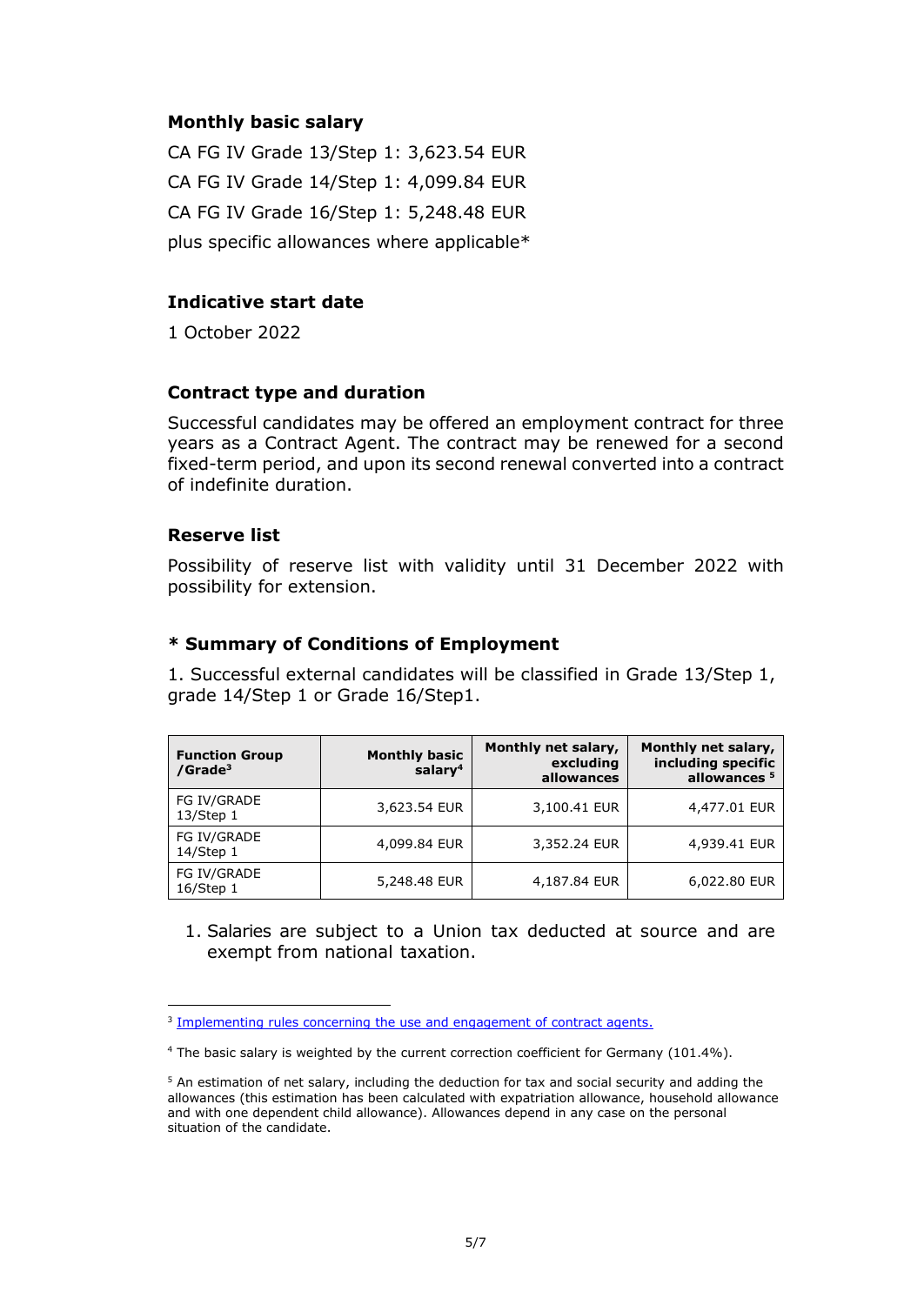### Monthly basic salary

CA FG IV Grade 13/Step 1: 3,623.54 EUR

CA FG IV Grade 14/Step 1: 4,099.84 EUR

CA FG IV Grade 16/Step 1: 5,248.48 EUR

plus specific allowances where applicable*

### Indicative start date

1 October 2022

### Contract type and duration

Successful candidates may be offered an employment contract for three years as a Contract Agent. The contract may be renewed for a second fixed-term period, and upon its second renewal converted into a contract of indefinite duration.

### Reserve list

Possibility of reserve list with validity until 31 December 2022 with possibility for extension.

### * Summary of Conditions of Employment

1. Successful external candidates will be classified in Grade 13/Step 1, grade 14/Step 1 or Grade 16/Step1.

| Function Group /Grade[3] | Monthly basic salary[4] | Monthly net salary, excluding allowances | Monthly net salary, including specific allowances [5] |
|---|---|---|---|
| FG IV/GRADE 13/Step 1 | 3,623.54 EUR | 3,100.41 EUR | 4,477.01 EUR |
| FG IV/GRADE 14/Step 1 | 4,099.84 EUR | 3,352.24 EUR | 4,939.41 EUR |
| FG IV/GRADE 16/Step 1 | 5,248.48 EUR | 4,187.84 EUR | 6,022.80 EUR |

1. Salaries are subject to a Union tax deducted at source and are exempt from national taxation.

---

[3] Implementing rules concerning the use and engagement of contract agents.

[4] The basic salary is weighted by the current correction coefficient for Germany (101.4%).

[5] An estimation of net salary, including the deduction for tax and social security and adding the allowances (this estimation has been calculated with expatriation allowance, household allowance and with one dependent child allowance). Allowances depend in any case on the personal situation of the candidate.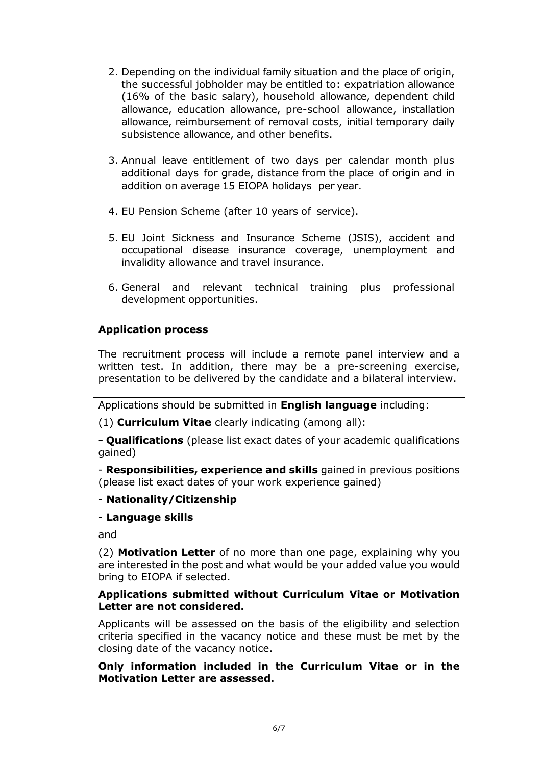2. Depending on the individual family situation and the place of origin, the successful jobholder may be entitled to: expatriation allowance (16% of the basic salary), household allowance, dependent child allowance, education allowance, pre-school allowance, installation allowance, reimbursement of removal costs, initial temporary daily subsistence allowance, and other benefits.

3. Annual leave entitlement of two days per calendar month plus additional days for grade, distance from the place of origin and in addition on average 15 EIOPA holidays per year.

4. EU Pension Scheme (after 10 years of service).

5. EU Joint Sickness and Insurance Scheme (JSIS), accident and occupational disease insurance coverage, unemployment and invalidity allowance and travel insurance.

6. General and relevant technical training plus professional development opportunities.

### Application process

The recruitment process will include a remote panel interview and a written test. In addition, there may be a pre-screening exercise, presentation to be delivered by the candidate and a bilateral interview.

Applications should be submitted in **English language** including:

(1) **Curriculum Vitae** clearly indicating (among all):

**- Qualifications** (please list exact dates of your academic qualifications gained)

- **Responsibilities, experience and skills** gained in previous positions (please list exact dates of your work experience gained)

- **Nationality/Citizenship**

- **Language skills**

and

(2) **Motivation Letter** of no more than one page, explaining why you are interested in the post and what would be your added value you would bring to EIOPA if selected.

**Applications submitted without Curriculum Vitae or Motivation Letter are not considered.**

Applicants will be assessed on the basis of the eligibility and selection criteria specified in the vacancy notice and these must be met by the closing date of the vacancy notice.

**Only information included in the Curriculum Vitae or in the Motivation Letter are assessed.**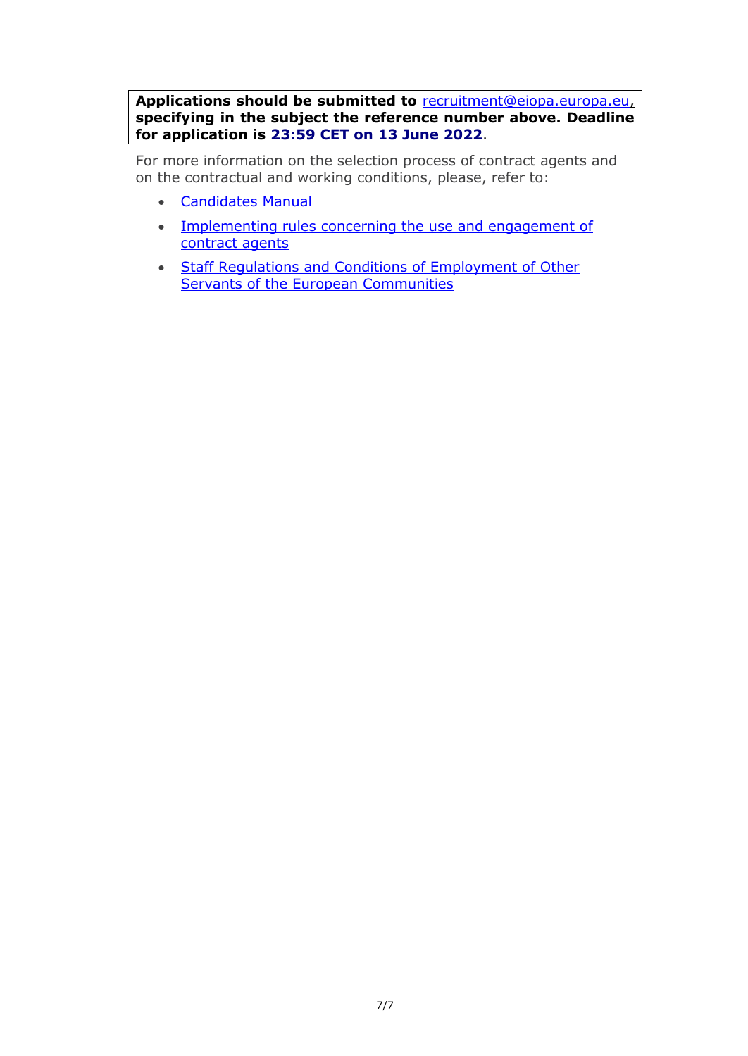**Applications should be submitted to recruitment@eiopa.europa.eu, specifying in the subject the reference number above. Deadline for application is 23:59 CET on 13 June 2022**.

For more information on the selection process of contract agents and on the contractual and working conditions, please, refer to:

- Candidates Manual
- Implementing rules concerning the use and engagement of contract agents
- Staff Regulations and Conditions of Employment of Other Servants of the European Communities